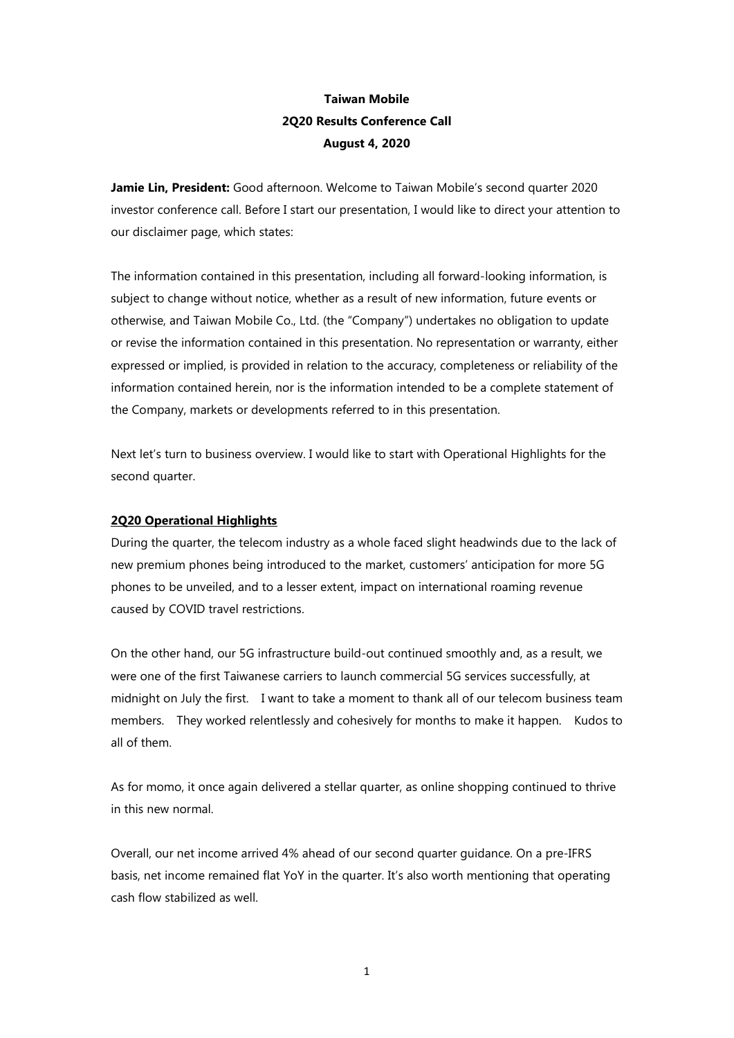**Taiwan Mobile**
**2Q20 Results Conference Call**
**August 4, 2020**

**Jamie Lin, President:** Good afternoon. Welcome to Taiwan Mobile's second quarter 2020 investor conference call. Before I start our presentation, I would like to direct your attention to our disclaimer page, which states:

The information contained in this presentation, including all forward-looking information, is subject to change without notice, whether as a result of new information, future events or otherwise, and Taiwan Mobile Co., Ltd. (the "Company") undertakes no obligation to update or revise the information contained in this presentation. No representation or warranty, either expressed or implied, is provided in relation to the accuracy, completeness or reliability of the information contained herein, nor is the information intended to be a complete statement of the Company, markets or developments referred to in this presentation.

Next let's turn to business overview. I would like to start with Operational Highlights for the second quarter.

**2Q20 Operational Highlights**

During the quarter, the telecom industry as a whole faced slight headwinds due to the lack of new premium phones being introduced to the market, customers' anticipation for more 5G phones to be unveiled, and to a lesser extent, impact on international roaming revenue caused by COVID travel restrictions.

On the other hand, our 5G infrastructure build-out continued smoothly and, as a result, we were one of the first Taiwanese carriers to launch commercial 5G services successfully, at midnight on July the first. I want to take a moment to thank all of our telecom business team members. They worked relentlessly and cohesively for months to make it happen. Kudos to all of them.

As for momo, it once again delivered a stellar quarter, as online shopping continued to thrive in this new normal.

Overall, our net income arrived 4% ahead of our second quarter guidance. On a pre-IFRS basis, net income remained flat YoY in the quarter. It's also worth mentioning that operating cash flow stabilized as well.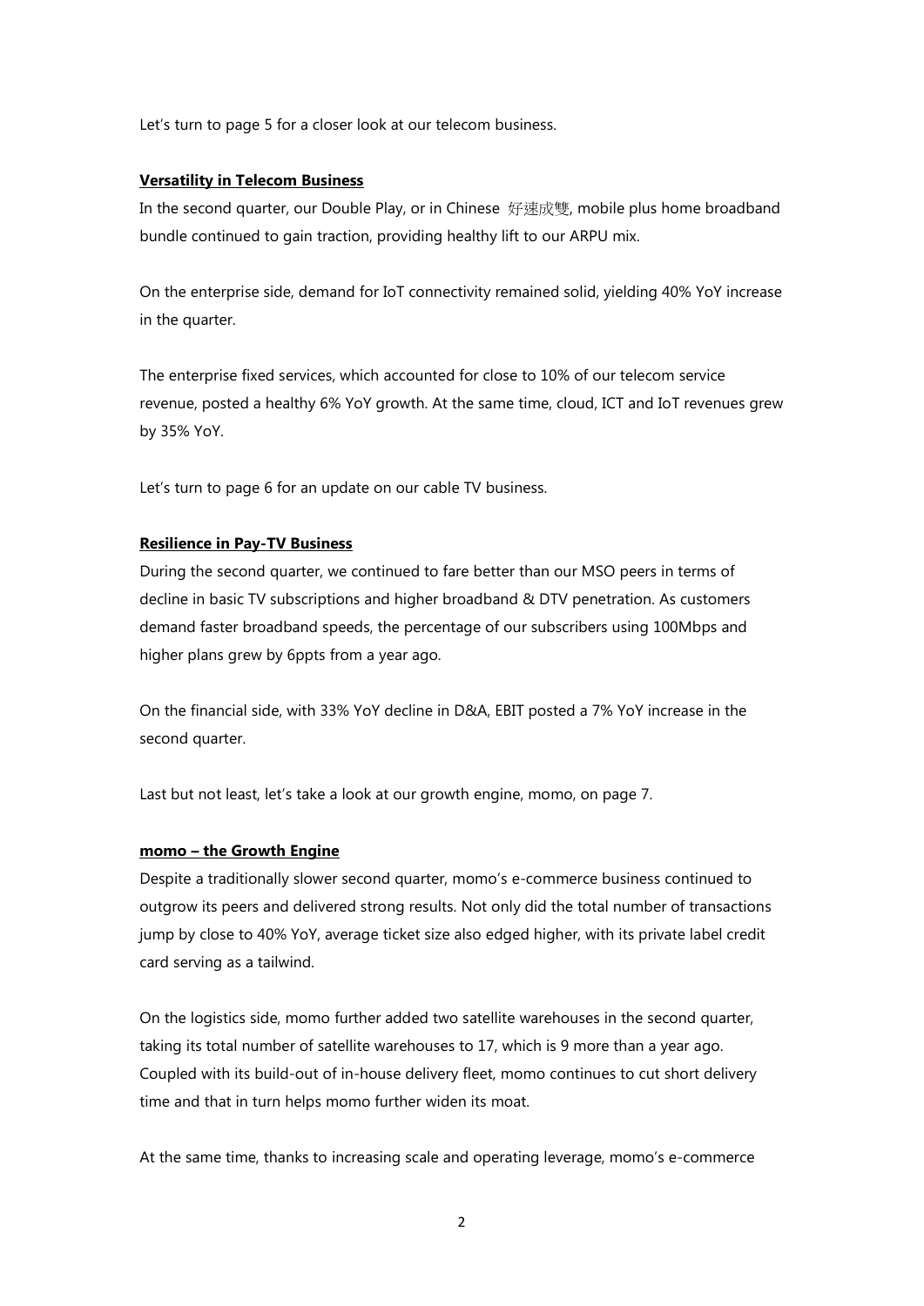Let's turn to page 5 for a closer look at our telecom business.

**Versatility in Telecom Business**

In the second quarter, our Double Play, or in Chinese 好速成雙, mobile plus home broadband bundle continued to gain traction, providing healthy lift to our ARPU mix.

On the enterprise side, demand for IoT connectivity remained solid, yielding 40% YoY increase in the quarter.

The enterprise fixed services, which accounted for close to 10% of our telecom service revenue, posted a healthy 6% YoY growth. At the same time, cloud, ICT and IoT revenues grew by 35% YoY.

Let's turn to page 6 for an update on our cable TV business.

**Resilience in Pay-TV Business**

During the second quarter, we continued to fare better than our MSO peers in terms of decline in basic TV subscriptions and higher broadband & DTV penetration. As customers demand faster broadband speeds, the percentage of our subscribers using 100Mbps and higher plans grew by 6ppts from a year ago.

On the financial side, with 33% YoY decline in D&A, EBIT posted a 7% YoY increase in the second quarter.

Last but not least, let's take a look at our growth engine, momo, on page 7.

**momo – the Growth Engine**

Despite a traditionally slower second quarter, momo's e-commerce business continued to outgrow its peers and delivered strong results. Not only did the total number of transactions jump by close to 40% YoY, average ticket size also edged higher, with its private label credit card serving as a tailwind.

On the logistics side, momo further added two satellite warehouses in the second quarter, taking its total number of satellite warehouses to 17, which is 9 more than a year ago. Coupled with its build-out of in-house delivery fleet, momo continues to cut short delivery time and that in turn helps momo further widen its moat.

At the same time, thanks to increasing scale and operating leverage, momo's e-commerce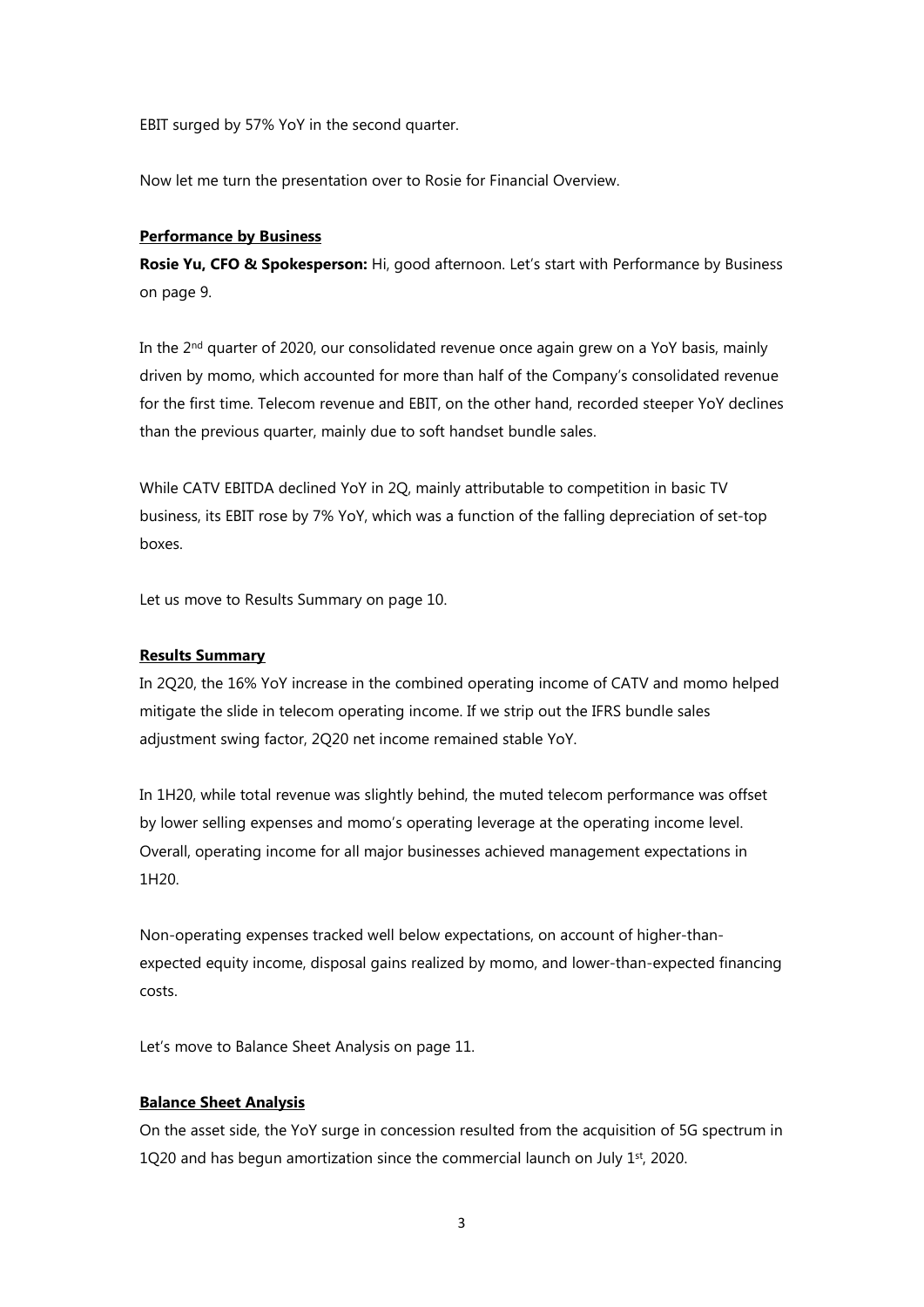EBIT surged by 57% YoY in the second quarter.

Now let me turn the presentation over to Rosie for Financial Overview.

**Performance by Business**

**Rosie Yu, CFO & Spokesperson:** Hi, good afternoon. Let's start with Performance by Business on page 9.

In the 2nd quarter of 2020, our consolidated revenue once again grew on a YoY basis, mainly driven by momo, which accounted for more than half of the Company's consolidated revenue for the first time. Telecom revenue and EBIT, on the other hand, recorded steeper YoY declines than the previous quarter, mainly due to soft handset bundle sales.

While CATV EBITDA declined YoY in 2Q, mainly attributable to competition in basic TV business, its EBIT rose by 7% YoY, which was a function of the falling depreciation of set-top boxes.

Let us move to Results Summary on page 10.

**Results Summary**

In 2Q20, the 16% YoY increase in the combined operating income of CATV and momo helped mitigate the slide in telecom operating income. If we strip out the IFRS bundle sales adjustment swing factor, 2Q20 net income remained stable YoY.

In 1H20, while total revenue was slightly behind, the muted telecom performance was offset by lower selling expenses and momo's operating leverage at the operating income level. Overall, operating income for all major businesses achieved management expectations in 1H20.

Non-operating expenses tracked well below expectations, on account of higher-than-expected equity income, disposal gains realized by momo, and lower-than-expected financing costs.

Let's move to Balance Sheet Analysis on page 11.

**Balance Sheet Analysis**

On the asset side, the YoY surge in concession resulted from the acquisition of 5G spectrum in 1Q20 and has begun amortization since the commercial launch on July 1st, 2020.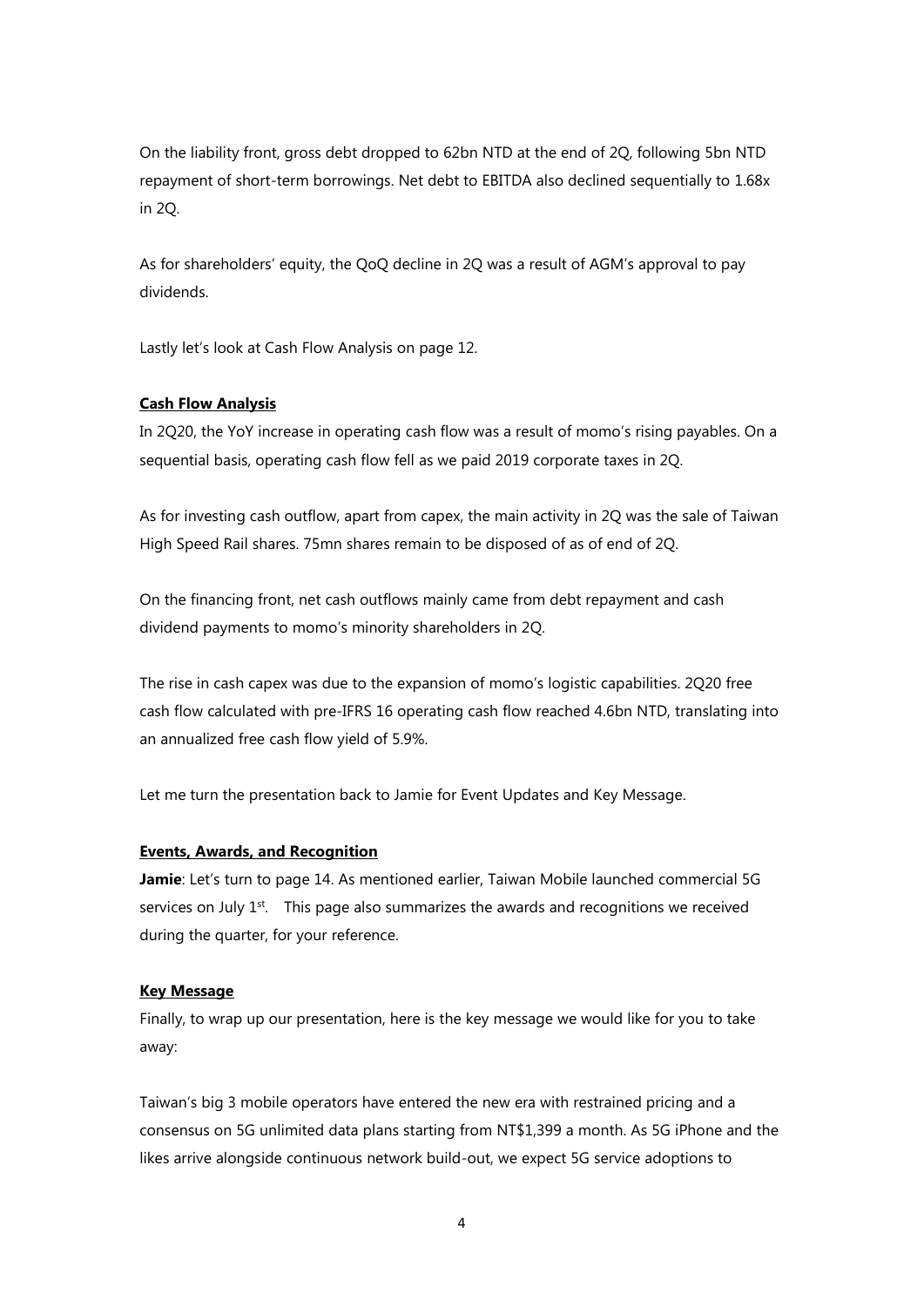On the liability front, gross debt dropped to 62bn NTD at the end of 2Q, following 5bn NTD repayment of short-term borrowings. Net debt to EBITDA also declined sequentially to 1.68x in 2Q.

As for shareholders' equity, the QoQ decline in 2Q was a result of AGM's approval to pay dividends.

Lastly let's look at Cash Flow Analysis on page 12.

**Cash Flow Analysis**

In 2Q20, the YoY increase in operating cash flow was a result of momo's rising payables. On a sequential basis, operating cash flow fell as we paid 2019 corporate taxes in 2Q.

As for investing cash outflow, apart from capex, the main activity in 2Q was the sale of Taiwan High Speed Rail shares. 75mn shares remain to be disposed of as of end of 2Q.

On the financing front, net cash outflows mainly came from debt repayment and cash dividend payments to momo's minority shareholders in 2Q.

The rise in cash capex was due to the expansion of momo's logistic capabilities. 2Q20 free cash flow calculated with pre-IFRS 16 operating cash flow reached 4.6bn NTD, translating into an annualized free cash flow yield of 5.9%.

Let me turn the presentation back to Jamie for Event Updates and Key Message.

**Events, Awards, and Recognition**

**Jamie**: Let's turn to page 14. As mentioned earlier, Taiwan Mobile launched commercial 5G services on July 1st. This page also summarizes the awards and recognitions we received during the quarter, for your reference.

**Key Message**

Finally, to wrap up our presentation, here is the key message we would like for you to take away:

Taiwan's big 3 mobile operators have entered the new era with restrained pricing and a consensus on 5G unlimited data plans starting from NT$1,399 a month. As 5G iPhone and the likes arrive alongside continuous network build-out, we expect 5G service adoptions to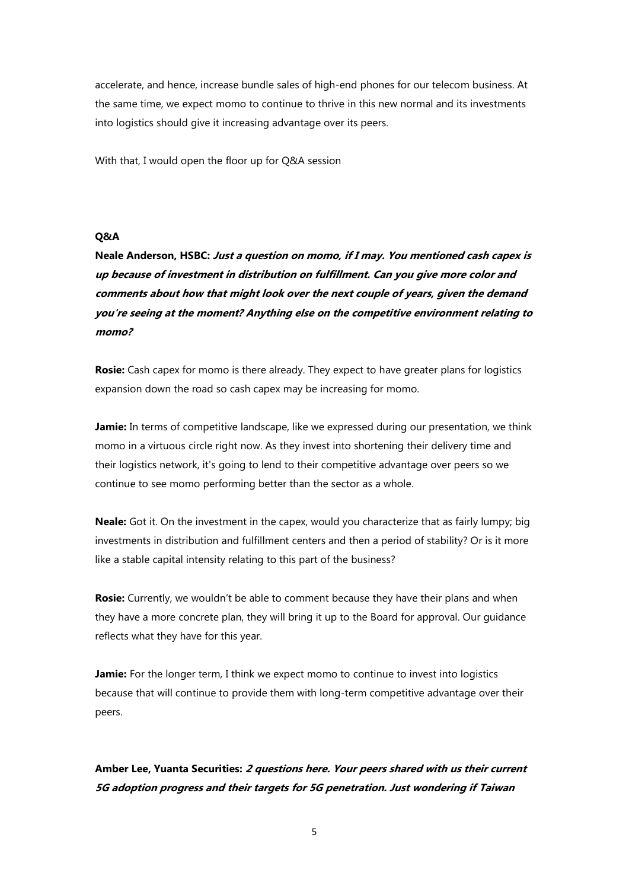accelerate, and hence, increase bundle sales of high-end phones for our telecom business. At the same time, we expect momo to continue to thrive in this new normal and its investments into logistics should give it increasing advantage over its peers.

With that, I would open the floor up for Q&A session

**Q&A**

**Neale Anderson, HSBC:** ***Just a question on momo, if I may. You mentioned cash capex is up because of investment in distribution on fulfillment. Can you give more color and comments about how that might look over the next couple of years, given the demand you're seeing at the moment? Anything else on the competitive environment relating to momo?***

**Rosie:** Cash capex for momo is there already. They expect to have greater plans for logistics expansion down the road so cash capex may be increasing for momo.

**Jamie:** In terms of competitive landscape, like we expressed during our presentation, we think momo in a virtuous circle right now. As they invest into shortening their delivery time and their logistics network, it's going to lend to their competitive advantage over peers so we continue to see momo performing better than the sector as a whole.

**Neale:** Got it. On the investment in the capex, would you characterize that as fairly lumpy; big investments in distribution and fulfillment centers and then a period of stability? Or is it more like a stable capital intensity relating to this part of the business?

**Rosie:** Currently, we wouldn't be able to comment because they have their plans and when they have a more concrete plan, they will bring it up to the Board for approval. Our guidance reflects what they have for this year.

**Jamie:** For the longer term, I think we expect momo to continue to invest into logistics because that will continue to provide them with long-term competitive advantage over their peers.

**Amber Lee, Yuanta Securities:** ***2 questions here. Your peers shared with us their current 5G adoption progress and their targets for 5G penetration. Just wondering if Taiwan***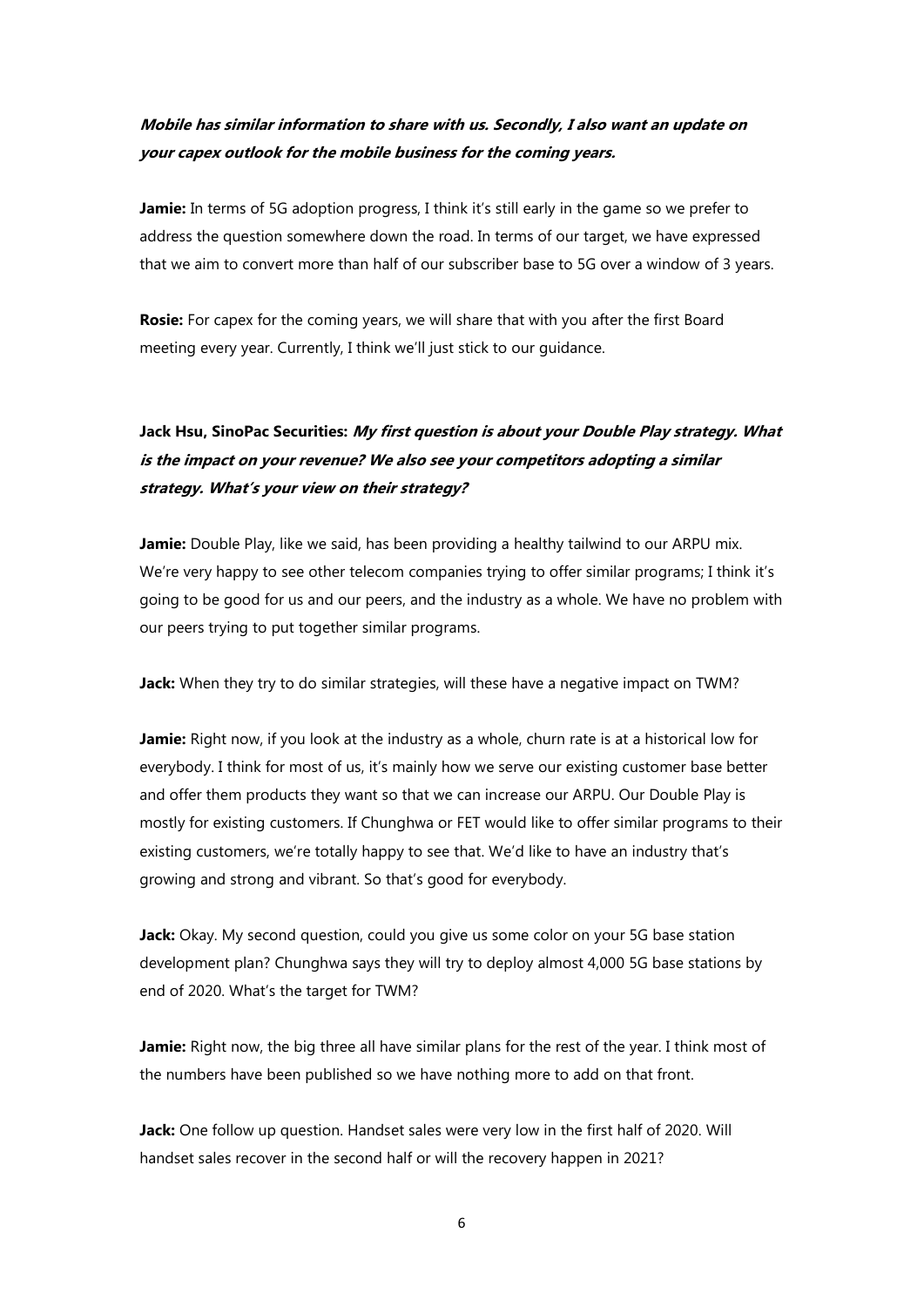***Mobile has similar information to share with us. Secondly, I also want an update on your capex outlook for the mobile business for the coming years.***

**Jamie:** In terms of 5G adoption progress, I think it's still early in the game so we prefer to address the question somewhere down the road. In terms of our target, we have expressed that we aim to convert more than half of our subscriber base to 5G over a window of 3 years.

**Rosie:** For capex for the coming years, we will share that with you after the first Board meeting every year. Currently, I think we'll just stick to our guidance.

**Jack Hsu, SinoPac Securities:** ***My first question is about your Double Play strategy. What is the impact on your revenue? We also see your competitors adopting a similar strategy. What's your view on their strategy?***

**Jamie:** Double Play, like we said, has been providing a healthy tailwind to our ARPU mix. We're very happy to see other telecom companies trying to offer similar programs; I think it's going to be good for us and our peers, and the industry as a whole. We have no problem with our peers trying to put together similar programs.

**Jack:** When they try to do similar strategies, will these have a negative impact on TWM?

**Jamie:** Right now, if you look at the industry as a whole, churn rate is at a historical low for everybody. I think for most of us, it's mainly how we serve our existing customer base better and offer them products they want so that we can increase our ARPU. Our Double Play is mostly for existing customers. If Chunghwa or FET would like to offer similar programs to their existing customers, we're totally happy to see that. We'd like to have an industry that's growing and strong and vibrant. So that's good for everybody.

**Jack:** Okay. My second question, could you give us some color on your 5G base station development plan? Chunghwa says they will try to deploy almost 4,000 5G base stations by end of 2020. What's the target for TWM?

**Jamie:** Right now, the big three all have similar plans for the rest of the year. I think most of the numbers have been published so we have nothing more to add on that front.

**Jack:** One follow up question. Handset sales were very low in the first half of 2020. Will handset sales recover in the second half or will the recovery happen in 2021?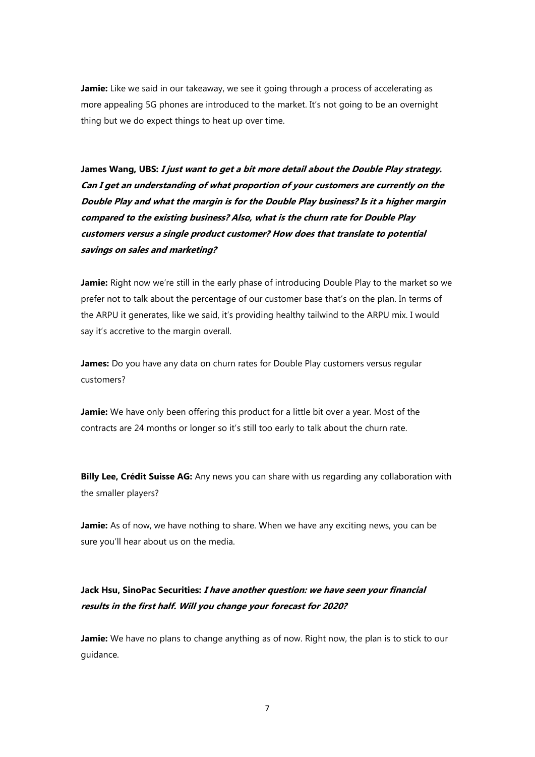**Jamie:** Like we said in our takeaway, we see it going through a process of accelerating as more appealing 5G phones are introduced to the market. It's not going to be an overnight thing but we do expect things to heat up over time.

**James Wang, UBS:** ***I just want to get a bit more detail about the Double Play strategy. Can I get an understanding of what proportion of your customers are currently on the Double Play and what the margin is for the Double Play business? Is it a higher margin compared to the existing business? Also, what is the churn rate for Double Play customers versus a single product customer? How does that translate to potential savings on sales and marketing?***

**Jamie:** Right now we're still in the early phase of introducing Double Play to the market so we prefer not to talk about the percentage of our customer base that's on the plan. In terms of the ARPU it generates, like we said, it's providing healthy tailwind to the ARPU mix. I would say it's accretive to the margin overall.

**James:** Do you have any data on churn rates for Double Play customers versus regular customers?

**Jamie:** We have only been offering this product for a little bit over a year. Most of the contracts are 24 months or longer so it's still too early to talk about the churn rate.

**Billy Lee, Crédit Suisse AG:** Any news you can share with us regarding any collaboration with the smaller players?

**Jamie:** As of now, we have nothing to share. When we have any exciting news, you can be sure you'll hear about us on the media.

**Jack Hsu, SinoPac Securities:** ***I have another question: we have seen your financial results in the first half. Will you change your forecast for 2020?***

**Jamie:** We have no plans to change anything as of now. Right now, the plan is to stick to our guidance.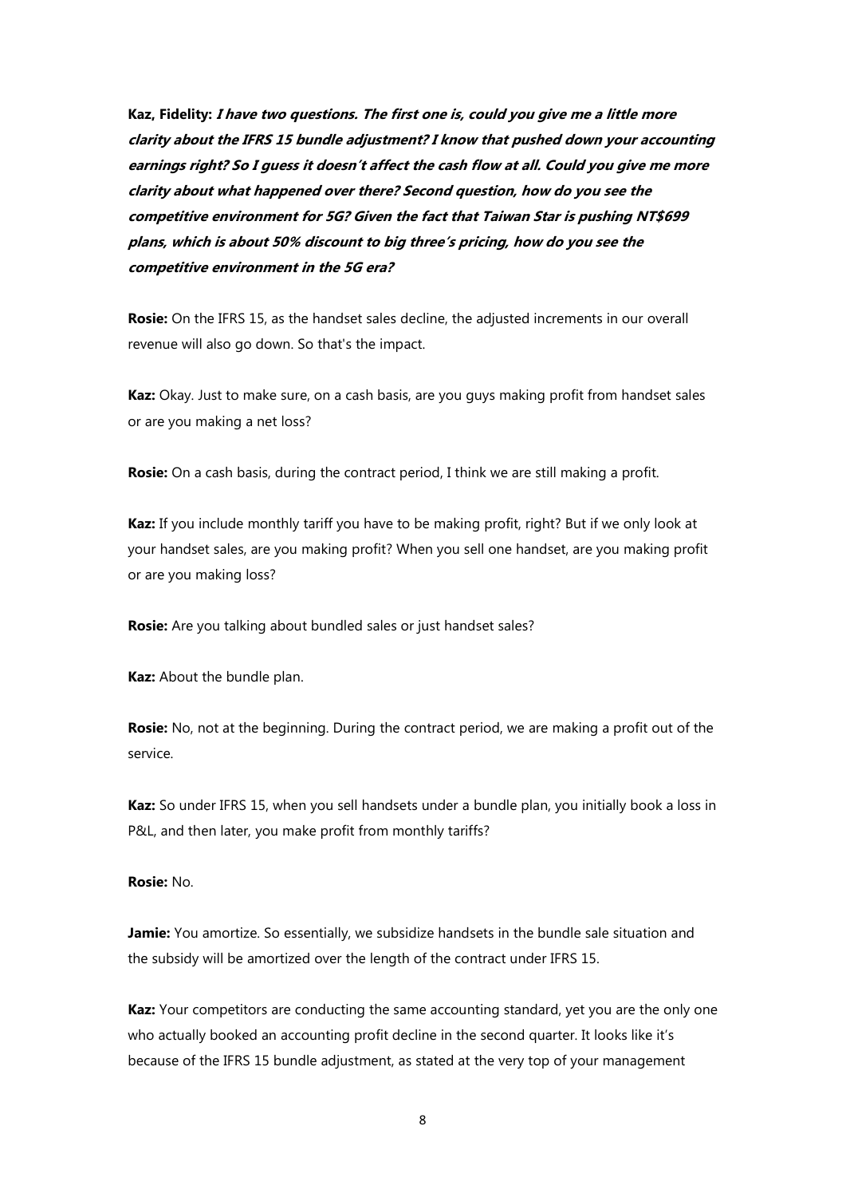**Kaz, Fidelity:** ***I have two questions. The first one is, could you give me a little more clarity about the IFRS 15 bundle adjustment? I know that pushed down your accounting earnings right? So I guess it doesn't affect the cash flow at all. Could you give me more clarity about what happened over there? Second question, how do you see the competitive environment for 5G? Given the fact that Taiwan Star is pushing NT$699 plans, which is about 50% discount to big three's pricing, how do you see the competitive environment in the 5G era?***

**Rosie:** On the IFRS 15, as the handset sales decline, the adjusted increments in our overall revenue will also go down. So that's the impact.

**Kaz:** Okay. Just to make sure, on a cash basis, are you guys making profit from handset sales or are you making a net loss?

**Rosie:** On a cash basis, during the contract period, I think we are still making a profit.

**Kaz:** If you include monthly tariff you have to be making profit, right? But if we only look at your handset sales, are you making profit? When you sell one handset, are you making profit or are you making loss?

**Rosie:** Are you talking about bundled sales or just handset sales?

**Kaz:** About the bundle plan.

**Rosie:** No, not at the beginning. During the contract period, we are making a profit out of the service.

**Kaz:** So under IFRS 15, when you sell handsets under a bundle plan, you initially book a loss in P&L, and then later, you make profit from monthly tariffs?

**Rosie:** No.

**Jamie:** You amortize. So essentially, we subsidize handsets in the bundle sale situation and the subsidy will be amortized over the length of the contract under IFRS 15.

**Kaz:** Your competitors are conducting the same accounting standard, yet you are the only one who actually booked an accounting profit decline in the second quarter. It looks like it's because of the IFRS 15 bundle adjustment, as stated at the very top of your management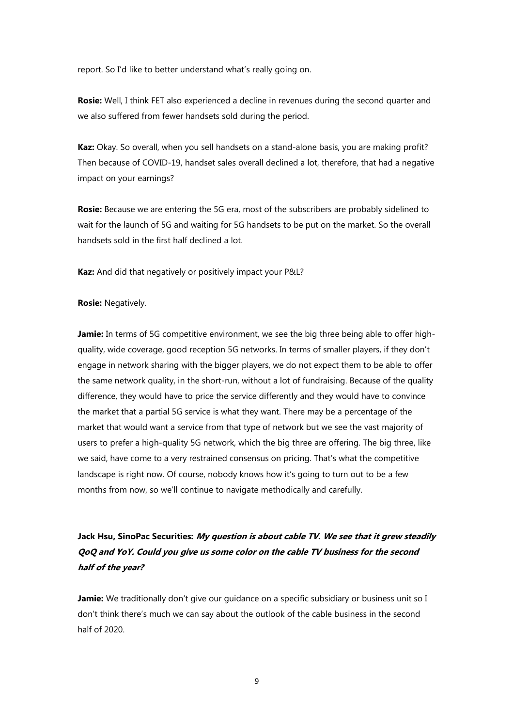report. So I'd like to better understand what's really going on.

**Rosie:** Well, I think FET also experienced a decline in revenues during the second quarter and we also suffered from fewer handsets sold during the period.

**Kaz:** Okay. So overall, when you sell handsets on a stand-alone basis, you are making profit? Then because of COVID-19, handset sales overall declined a lot, therefore, that had a negative impact on your earnings?

**Rosie:** Because we are entering the 5G era, most of the subscribers are probably sidelined to wait for the launch of 5G and waiting for 5G handsets to be put on the market. So the overall handsets sold in the first half declined a lot.

**Kaz:** And did that negatively or positively impact your P&L?

**Rosie:** Negatively.

**Jamie:** In terms of 5G competitive environment, we see the big three being able to offer high-quality, wide coverage, good reception 5G networks. In terms of smaller players, if they don't engage in network sharing with the bigger players, we do not expect them to be able to offer the same network quality, in the short-run, without a lot of fundraising. Because of the quality difference, they would have to price the service differently and they would have to convince the market that a partial 5G service is what they want. There may be a percentage of the market that would want a service from that type of network but we see the vast majority of users to prefer a high-quality 5G network, which the big three are offering. The big three, like we said, have come to a very restrained consensus on pricing. That's what the competitive landscape is right now. Of course, nobody knows how it's going to turn out to be a few months from now, so we'll continue to navigate methodically and carefully.

**Jack Hsu, SinoPac Securities:** ***My question is about cable TV. We see that it grew steadily QoQ and YoY. Could you give us some color on the cable TV business for the second half of the year?***

**Jamie:** We traditionally don't give our guidance on a specific subsidiary or business unit so I don't think there's much we can say about the outlook of the cable business in the second half of 2020.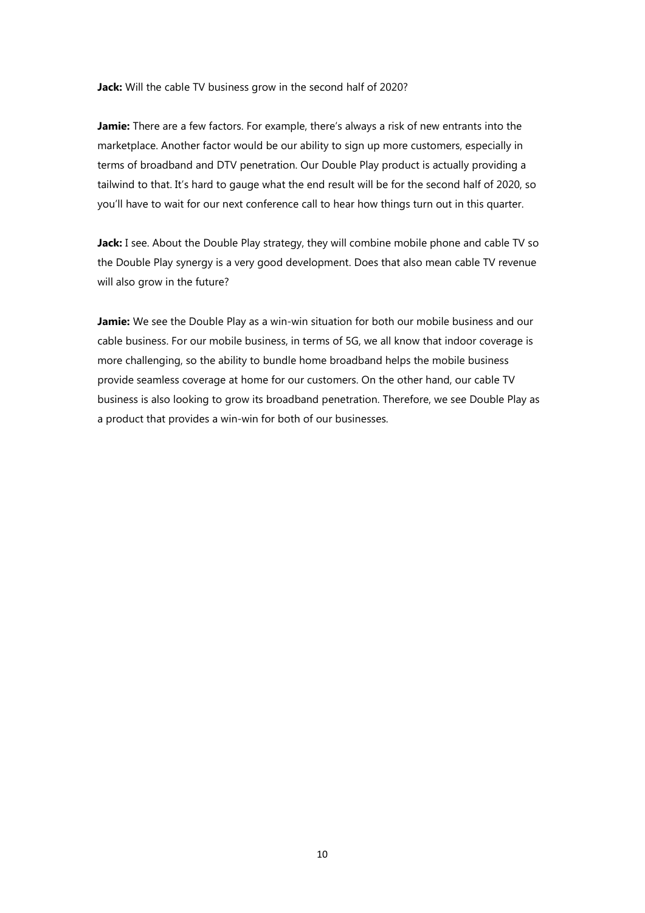**Jack:** Will the cable TV business grow in the second half of 2020?

**Jamie:** There are a few factors. For example, there's always a risk of new entrants into the marketplace. Another factor would be our ability to sign up more customers, especially in terms of broadband and DTV penetration. Our Double Play product is actually providing a tailwind to that. It's hard to gauge what the end result will be for the second half of 2020, so you'll have to wait for our next conference call to hear how things turn out in this quarter.

**Jack:** I see. About the Double Play strategy, they will combine mobile phone and cable TV so the Double Play synergy is a very good development. Does that also mean cable TV revenue will also grow in the future?

**Jamie:** We see the Double Play as a win-win situation for both our mobile business and our cable business. For our mobile business, in terms of 5G, we all know that indoor coverage is more challenging, so the ability to bundle home broadband helps the mobile business provide seamless coverage at home for our customers. On the other hand, our cable TV business is also looking to grow its broadband penetration. Therefore, we see Double Play as a product that provides a win-win for both of our businesses.